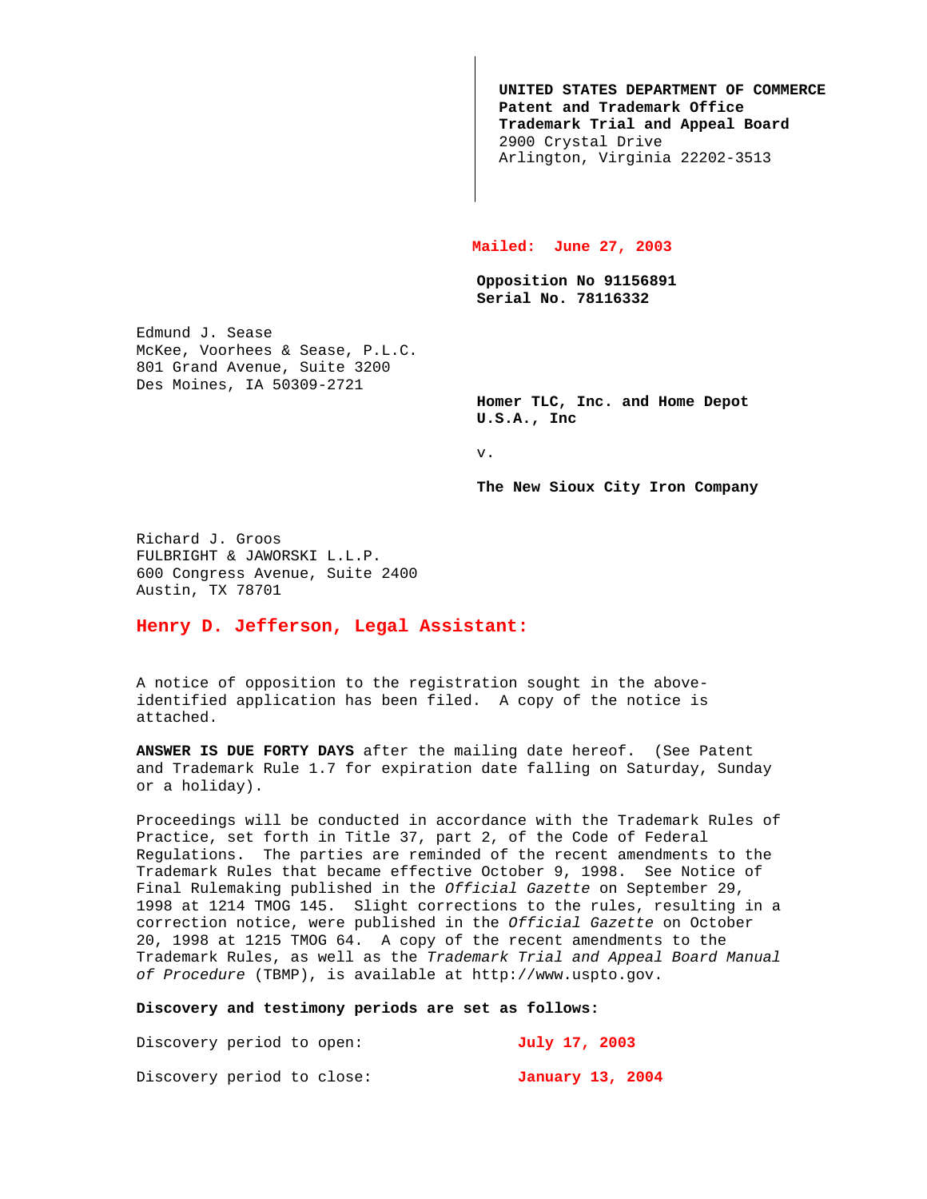**UNITED STATES DEPARTMENT OF COMMERCE**
**Patent and Trademark Office**
**Trademark Trial and Appeal Board**
2900 Crystal Drive
Arlington, Virginia 22202-3513

**Mailed: June 27, 2003**

**Opposition No 91156891**
**Serial No. 78116332**

Edmund J. Sease
McKee, Voorhees & Sease, P.L.C.
801 Grand Avenue, Suite 3200
Des Moines, IA 50309-2721

**Homer TLC, Inc. and Home Depot U.S.A., Inc**

v.

**The New Sioux City Iron Company**

Richard J. Groos
FULBRIGHT & JAWORSKI L.L.P.
600 Congress Avenue, Suite 2400
Austin, TX 78701

**Henry D. Jefferson, Legal Assistant:**

A notice of opposition to the registration sought in the above-identified application has been filed. A copy of the notice is attached.

**ANSWER IS DUE FORTY DAYS** after the mailing date hereof. (See Patent and Trademark Rule 1.7 for expiration date falling on Saturday, Sunday or a holiday).

Proceedings will be conducted in accordance with the Trademark Rules of Practice, set forth in Title 37, part 2, of the Code of Federal Regulations. The parties are reminded of the recent amendments to the Trademark Rules that became effective October 9, 1998. See Notice of Final Rulemaking published in the *Official Gazette* on September 29, 1998 at 1214 TMOG 145. Slight corrections to the rules, resulting in a correction notice, were published in the *Official Gazette* on October 20, 1998 at 1215 TMOG 64. A copy of the recent amendments to the Trademark Rules, as well as the *Trademark Trial and Appeal Board Manual of Procedure* (TBMP), is available at http://www.uspto.gov.

**Discovery and testimony periods are set as follows:**

Discovery period to open: **July 17, 2003**

Discovery period to close: **January 13, 2004**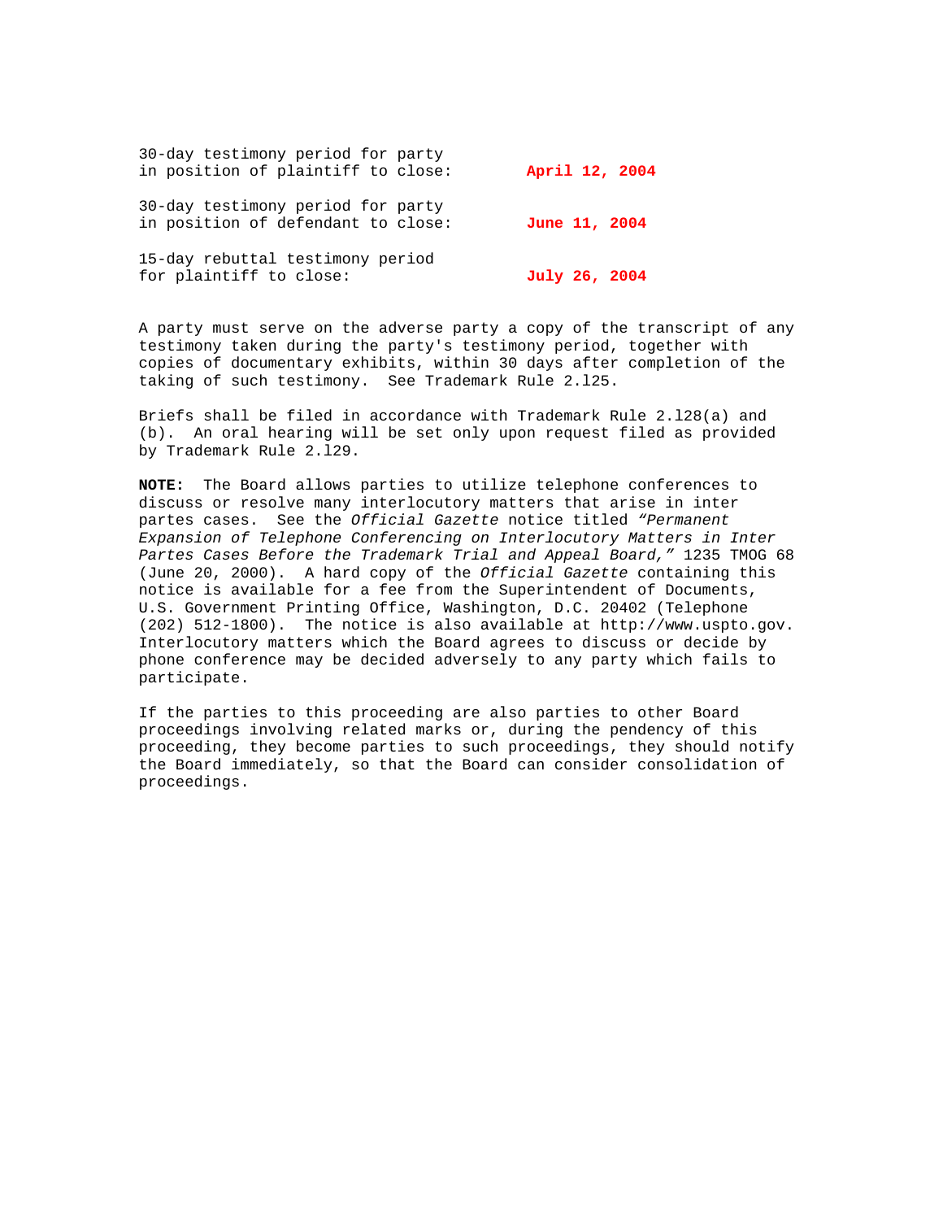| | |
|---|---|
| 30-day testimony period for party in position of plaintiff to close: | **April 12, 2004** |
| 30-day testimony period for party in position of defendant to close: | **June 11, 2004** |
| 15-day rebuttal testimony period for plaintiff to close: | **July 26, 2004** |

A party must serve on the adverse party a copy of the transcript of any testimony taken during the party's testimony period, together with copies of documentary exhibits, within 30 days after completion of the taking of such testimony. See Trademark Rule 2.125.

Briefs shall be filed in accordance with Trademark Rule 2.128(a) and (b). An oral hearing will be set only upon request filed as provided by Trademark Rule 2.129.

**NOTE:** The Board allows parties to utilize telephone conferences to discuss or resolve many interlocutory matters that arise in inter partes cases. See the *Official Gazette* notice titled *"Permanent Expansion of Telephone Conferencing on Interlocutory Matters in Inter Partes Cases Before the Trademark Trial and Appeal Board,"* 1235 TMOG 68 (June 20, 2000). A hard copy of the *Official Gazette* containing this notice is available for a fee from the Superintendent of Documents, U.S. Government Printing Office, Washington, D.C. 20402 (Telephone (202) 512-1800). The notice is also available at http://www.uspto.gov. Interlocutory matters which the Board agrees to discuss or decide by phone conference may be decided adversely to any party which fails to participate.

If the parties to this proceeding are also parties to other Board proceedings involving related marks or, during the pendency of this proceeding, they become parties to such proceedings, they should notify the Board immediately, so that the Board can consider consolidation of proceedings.